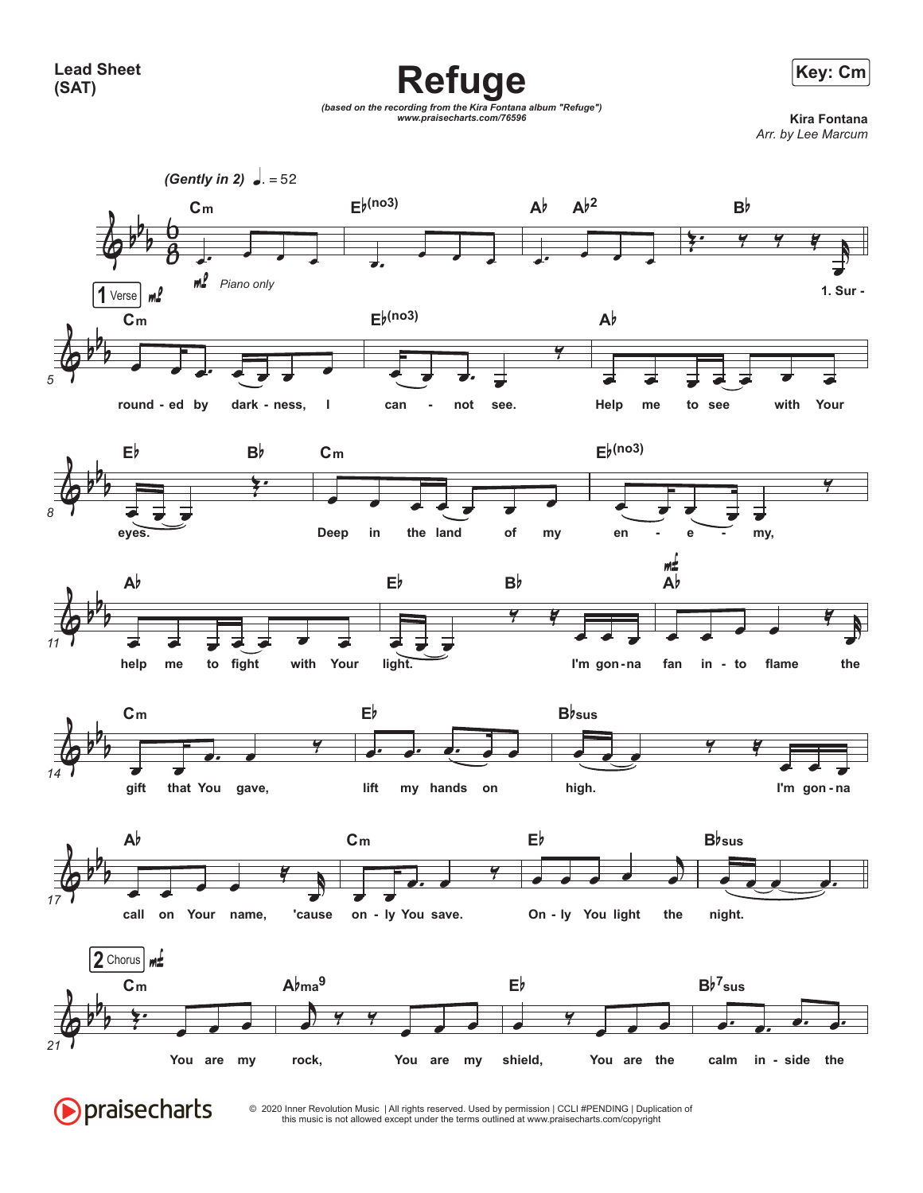**Lead Sheet (SAT)**

# Refuge

*(based on the recording from the Kira Fontana album "Refuge")*
*www.praisecharts.com/76596*

**Key: Cm**

**Kira Fontana**
*Arr. by Lee Marcum*

*(Gently in 2)* ♩. = 52

Cm | E♭(no3) | A♭ A♭2 | B♭
*mp* *Piano only*

**1 Verse** *mp*

1. Surrounded by darkness, I can not see. Help me to see with Your eyes.

Deep in the land of my enemy, help me to fight with Your light.

I'm gonna fan into flame the gift that You gave, lift my hands on high.

I'm gonna call on Your name, 'cause only You save. Only You light the night.

**2 Chorus** *mf*

Cm | A♭ma9 | E♭ | B♭7sus

You are my rock, You are my shield, You are the calm inside the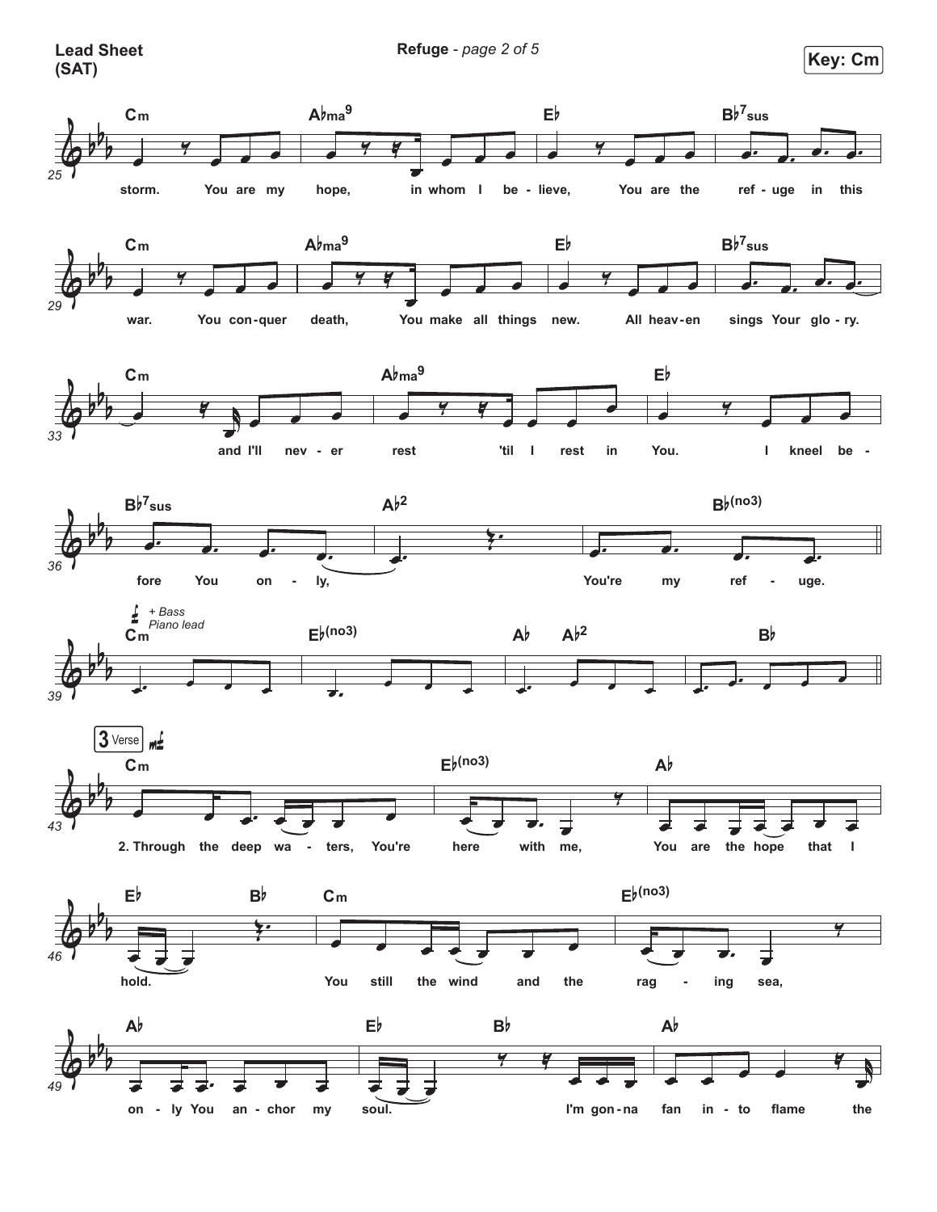**Lead Sheet (SAT)**

**Key: Cm**

| Measure | Chords | Lyrics |
|---|---|---|
| 25–28 | Cm, A♭ma9, E♭, B♭7sus | storm. You are my hope, in whom I be - lieve, You are the ref - uge in this |
| 29–32 | Cm, A♭ma9, E♭, B♭7sus | war. You con - quer death, You make all things new. All heav - en sings Your glo - ry. |
| 33–35 | Cm, A♭ma9, E♭ | and I'll nev - er rest 'til I rest in You. I kneel be - |
| 36–38 | B♭7sus, A♭2, B♭(no3) | fore You on - ly, You're my ref - uge. |
| 39–42 | Cm, E♭(no3), A♭, A♭2, B♭ | *(+ Bass, Piano lead)* |

**3 Verse**

| Measure | Chords | Lyrics |
|---|---|---|
| 43–45 | Cm, E♭(no3), A♭ | 2. Through the deep wa - ters, You're here with me, You are the hope that I |
| 46–48 | E♭, B♭, Cm, E♭(no3) | hold. You still the wind and the rag - ing sea, |
| 49–52 | A♭, E♭, B♭, A♭ | on - ly You an - chor my soul. I'm gon - na fan in - to flame the |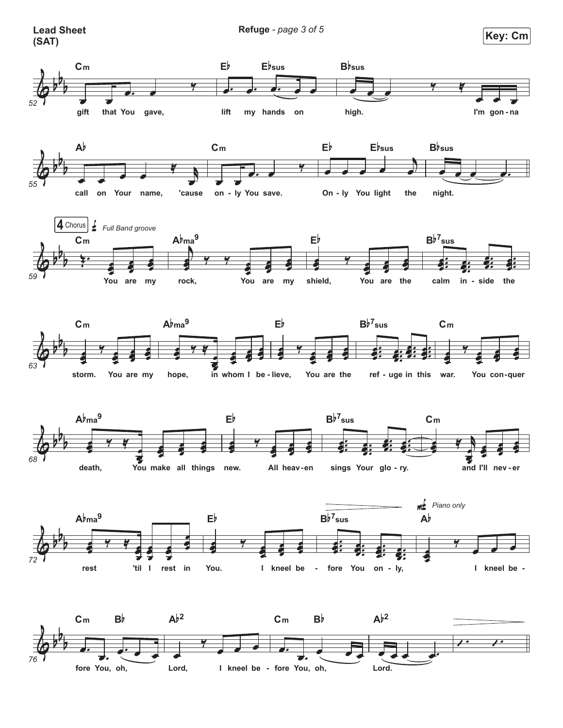**Lead Sheet (SAT)**

**Key: Cm**

Cm | E♭ E♭sus | B♭sus

gift that You gave, lift my hands on high. I'm gon-na

A♭ | Cm | E♭ E♭sus | B♭sus

call on Your name, 'cause on-ly You save. On-ly You light the night.

**4 Chorus** *Full Band groove*

Cm | A♭ma9 | E♭ | B♭7sus

You are my rock, You are my shield, You are the calm in-side the

Cm | A♭ma9 | E♭ | B♭7sus | Cm

storm. You are my hope, in whom I be-lieve, You are the ref-uge in this war. You con-quer

A♭ma9 | E♭ | B♭7sus | Cm

death, You make all things new. All heav-en sings Your glo-ry. and I'll nev-er

A♭ma9 | E♭ | B♭7sus | A♭ *mf Piano only*

rest 'til I rest in You. I kneel be-fore You on-ly, I kneel be-

Cm B♭ | A♭2 | Cm B♭ | A♭2

fore You, oh, Lord, I kneel be-fore You, oh, Lord.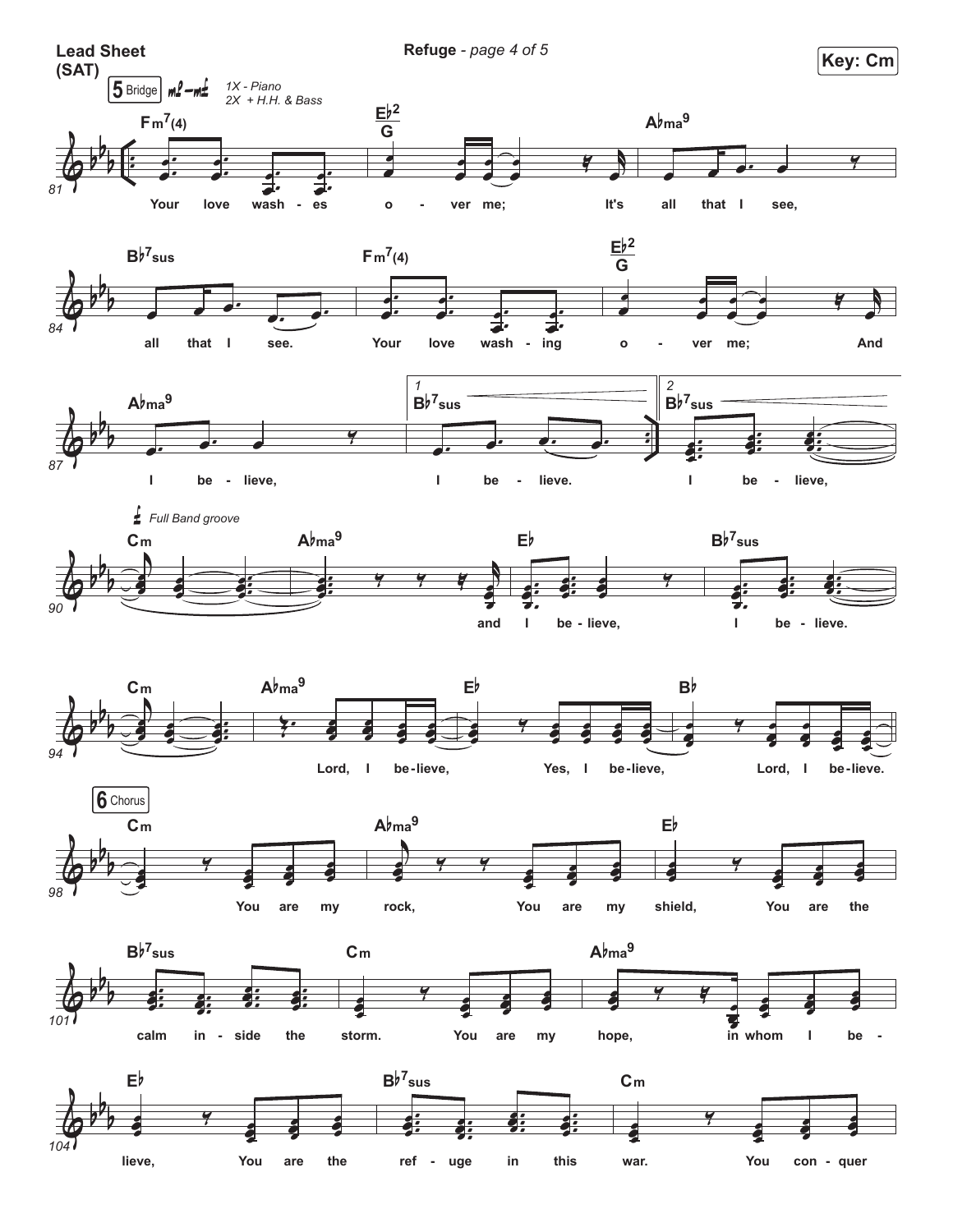**Lead Sheet (SAT)**

**Key: Cm**

**5 Bridge** *mf – mf* *1X - Piano* *2X + H.H. & Bass*

81 — Fm7(4) | Eb2/G | Abma9

Your love wash - es o - ver me; It's all that I see,

84 — Bb7sus | Fm7(4) | Eb2/G

all that I see. Your love wash - ing o - ver me; And

87 — Abma9 | 1. Bb7sus | 2. Bb7sus

I be - lieve, I be - lieve. I be - lieve,

90 — *f* *Full Band groove* Cm | Abma9 | Eb | Bb7sus

and I be - lieve, I be - lieve.

94 — Cm | Abma9 | Eb | Bb

Lord, I be - lieve, Yes, I be - lieve, Lord, I be - lieve.

**6 Chorus**

98 — Cm | Abma9 | Eb

You are my rock, You are my shield, You are the

101 — Bb7sus | Cm | Abma9

calm in - side the storm. You are my hope, in whom I be -

104 — Eb | Bb7sus | Cm

lieve, You are the ref - uge in this war. You con - quer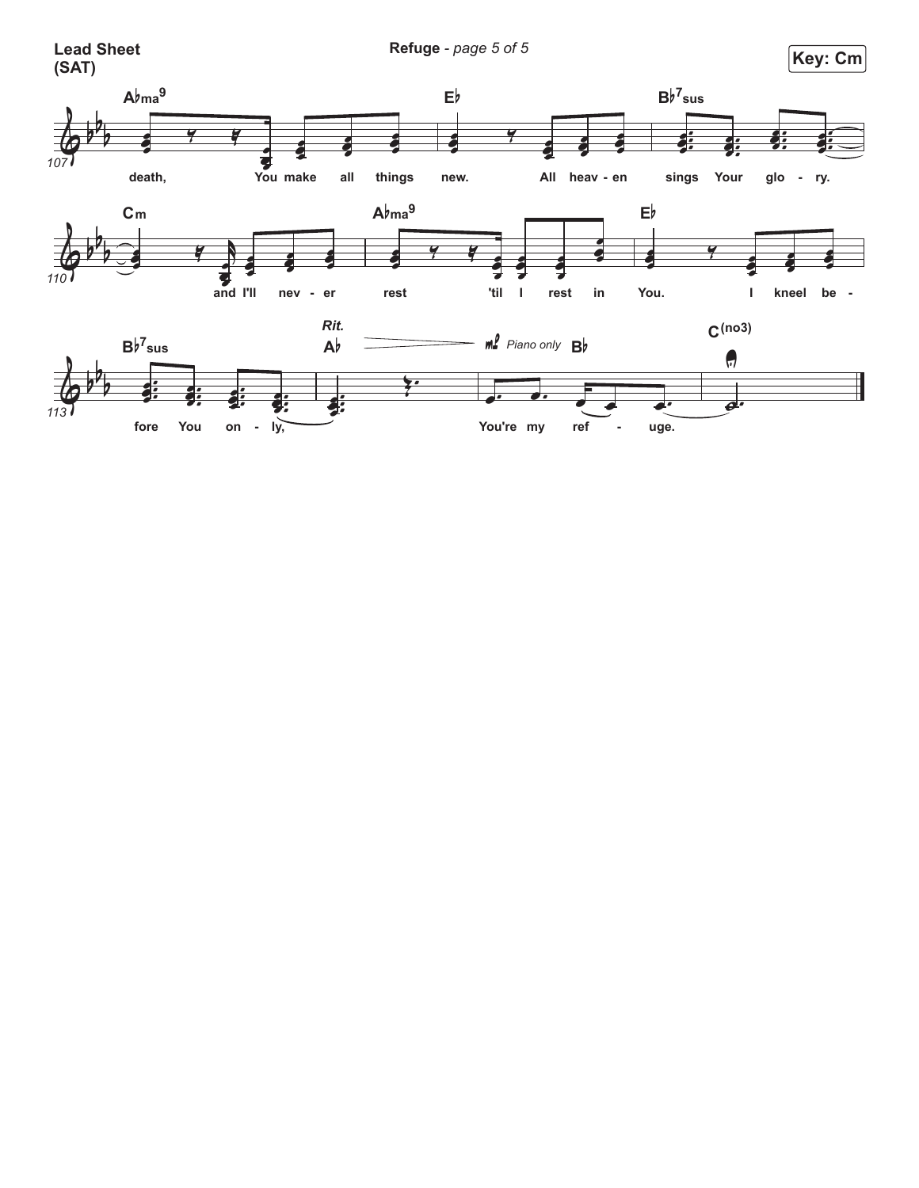107

A♭ma9 E♭ B♭7sus

death, You make all things new. All heav - en sings Your glo - ry.

110

Cm A♭ma9 E♭

and I'll nev - er rest 'til I rest in You. I kneel be -

113

B♭7sus A♭ B♭ C(no3)

*Rit.*

*mp Piano only*

fore You on - ly, You're my ref - uge.